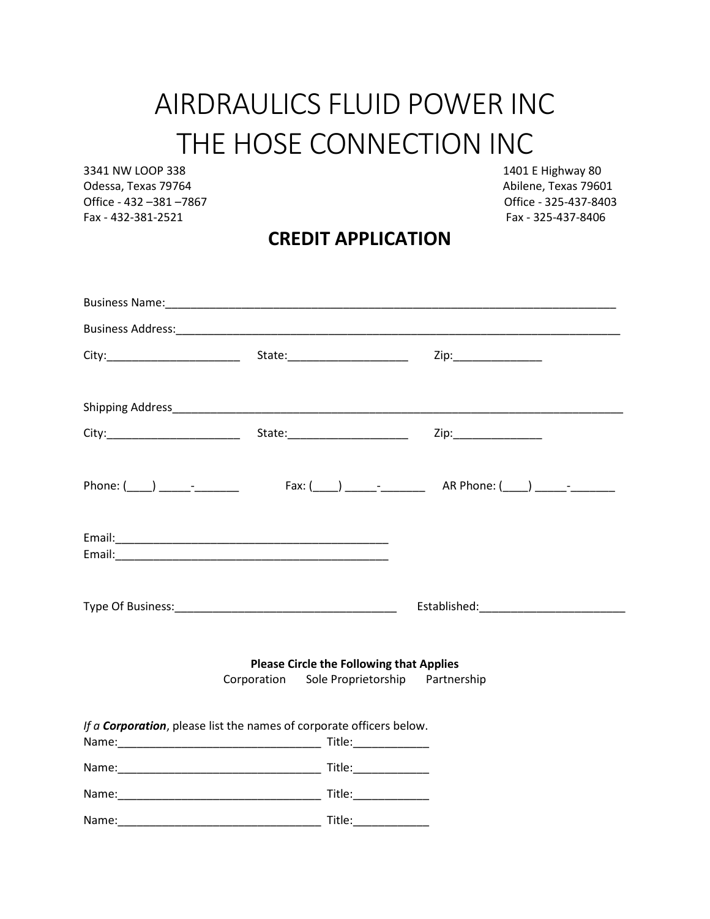# AIRDRAULICS FLUID POWER INC
# THE HOSE CONNECTION INC

3341 NW LOOP 338
Odessa, Texas 79764
Office - 432 –381 –7867
Fax - 432-381-2521

1401 E Highway 80
Abilene, Texas 79601
Office - 325-437-8403
Fax - 325-437-8406

## CREDIT APPLICATION

Business Name:___________________________________________________________________________

Business Address:_________________________________________________________________________

City:_____________________ State:___________________ Zip:______________

Shipping Address__________________________________________________________________________

City:_____________________ State:___________________ Zip:______________

Phone: (____) _____-_______ Fax: (____) _____-_______ AR Phone: (____) _____-_______

Email:_____________________________________________

Email:_____________________________________________

Type Of Business:___________________________________ Established:_______________________

**Please Circle the Following that Applies**

Corporation Sole Proprietorship Partnership

*If a **Corporation***, please list the names of corporate officers below.

Name:_________________________________ Title:____________

Name:_________________________________ Title:____________

Name:_________________________________ Title:____________

Name:_________________________________ Title:____________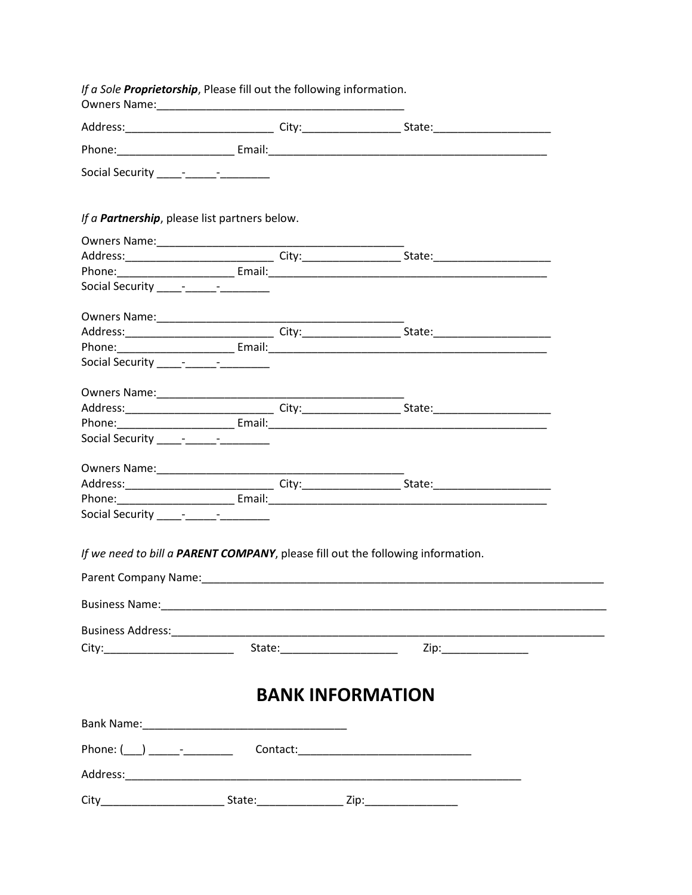*If a Sole **Proprietorship***, Please fill out the following information.
Owners Name:__________________________________________

Address:_________________________ City:________________ State:___________________

Phone:___________________ Email:______________________________________________

Social Security ____-_____-________

*If a **Partnership***, please list partners below.

Owners Name:__________________________________________
Address:_________________________ City:________________ State:___________________
Phone:___________________ Email:______________________________________________
Social Security ____-_____-________

Owners Name:__________________________________________
Address:_________________________ City:________________ State:___________________
Phone:___________________ Email:______________________________________________
Social Security ____-_____-________

Owners Name:__________________________________________
Address:_________________________ City:________________ State:___________________
Phone:___________________ Email:______________________________________________
Social Security ____-_____-________

Owners Name:__________________________________________
Address:_________________________ City:________________ State:___________________
Phone:___________________ Email:______________________________________________
Social Security ____-_____-________

*If we need to bill a **PARENT COMPANY***, please fill out the following information.

Parent Company Name:____________________________________________________________________

Business Name:___________________________________________________________________________

Business Address:_________________________________________________________________________

City:______________________ State:___________________ Zip:______________

# BANK INFORMATION

Bank Name:__________________________________

Phone: (___) _____-________ Contact:____________________________

Address:_____________________________________________________________________

City_____________________ State:______________ Zip:_______________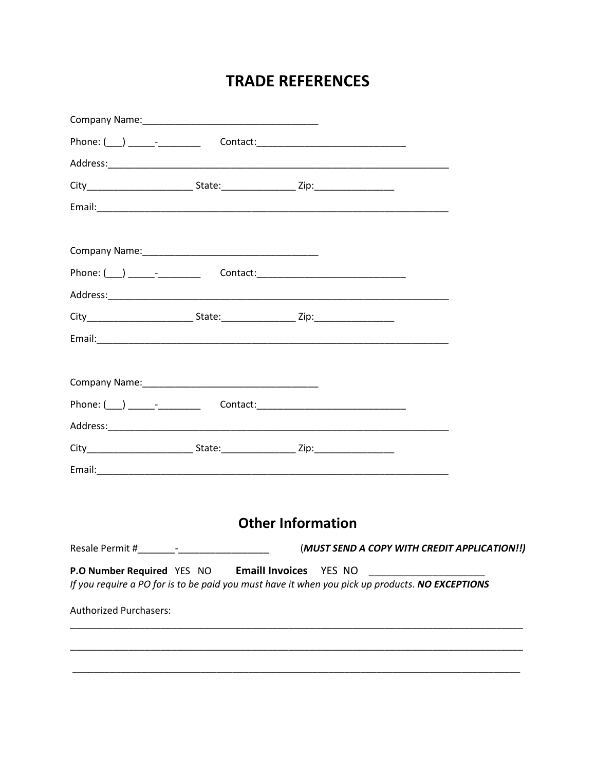# TRADE REFERENCES

Company Name:_________________________________

Phone: (___) _____-________ Contact:____________________________

Address:__________________________________________________________________

City____________________ State:______________ Zip:_______________

Email:____________________________________________________________________

Company Name:_________________________________

Phone: (___) _____-________ Contact:____________________________

Address:__________________________________________________________________

City____________________ State:______________ Zip:_______________

Email:____________________________________________________________________

Company Name:_________________________________

Phone: (___) _____-________ Contact:____________________________

Address:__________________________________________________________________

City____________________ State:______________ Zip:_______________

Email:____________________________________________________________________

## Other Information

Resale Permit #_______-________________ (***MUST SEND A COPY WITH CREDIT APPLICATION!!)***

**P.O Number Required** YES NO **Emaill Invoices** YES NO _____________________
*If you require a PO for is to be paid you must have it when you pick up products.* ***NO EXCEPTIONS***

Authorized Purchasers:

_______________________________________________________________________________________

_______________________________________________________________________________________

_______________________________________________________________________________________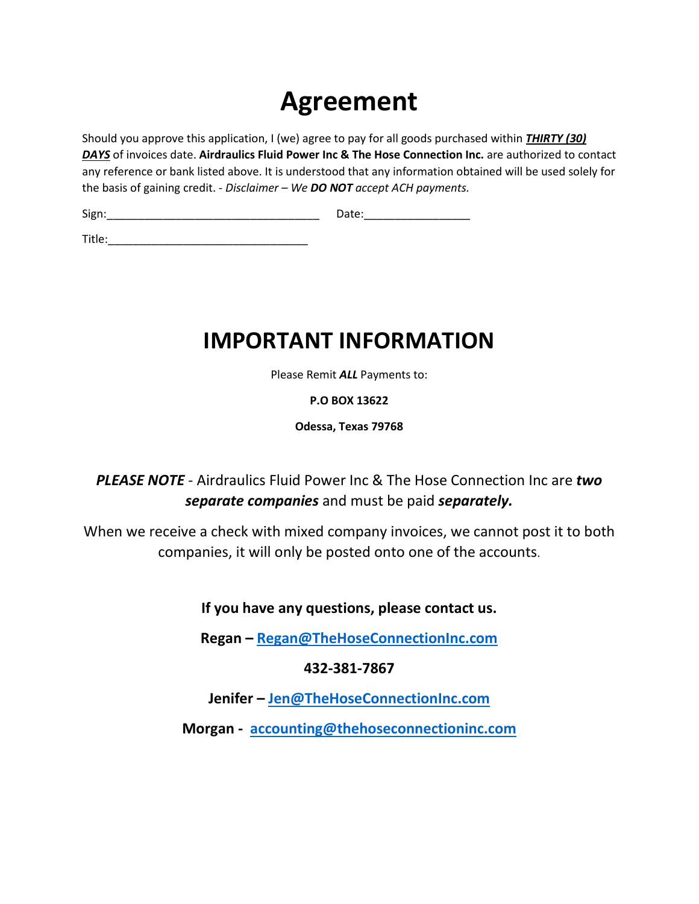# Agreement

Should you approve this application, I (we) agree to pay for all goods purchased within ***THIRTY (30) DAYS*** of invoices date. **Airdraulics Fluid Power Inc & The Hose Connection Inc.** are authorized to contact any reference or bank listed above. It is understood that any information obtained will be used solely for the basis of gaining credit. - *Disclaimer – We **DO NOT** accept ACH payments.*

Sign:_________________________________ Date:________________

Title:_______________________________

# IMPORTANT INFORMATION

Please Remit ***ALL*** Payments to:

**P.O BOX 13622**

**Odessa, Texas 79768**

***PLEASE NOTE*** - Airdraulics Fluid Power Inc & The Hose Connection Inc are ***two separate companies*** and must be paid ***separately.***

When we receive a check with mixed company invoices, we cannot post it to both companies, it will only be posted onto one of the accounts.

**If you have any questions, please contact us.**

**Regan – Regan@TheHoseConnectionInc.com**

**432-381-7867**

**Jenifer – Jen@TheHoseConnectionInc.com**

**Morgan - accounting@thehoseconnectioninc.com**